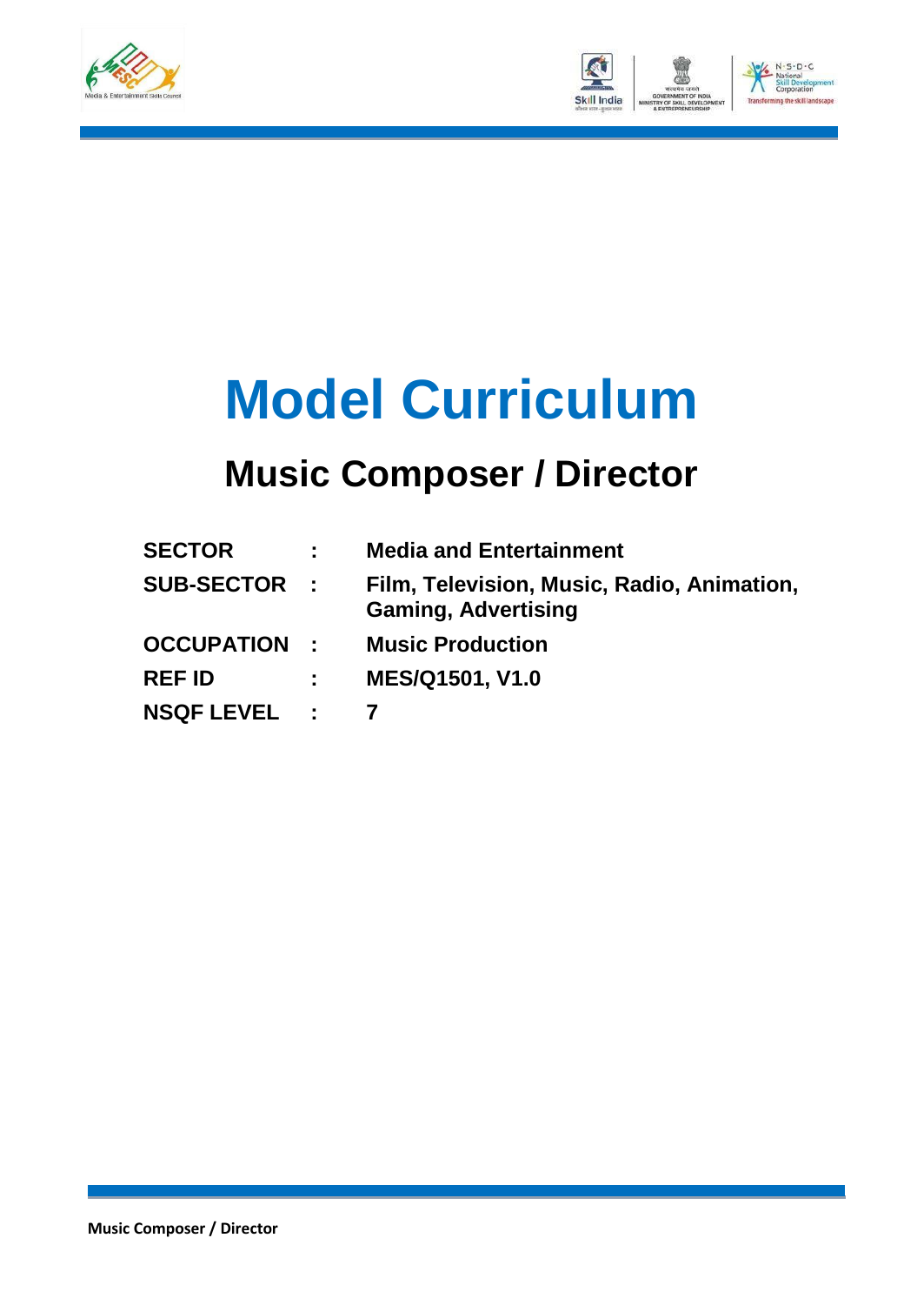# Model Curriculum

## Music Composer / Director

| | | |
|---|---|---|
| **SECTOR** | **:** | **Media and Entertainment** |
| **SUB-SECTOR** | **:** | **Film, Television, Music, Radio, Animation, Gaming, Advertising** |
| **OCCUPATION** | **:** | **Music Production** |
| **REF ID** | **:** | **MES/Q1501, V1.0** |
| **NSQF LEVEL** | **:** | **7** |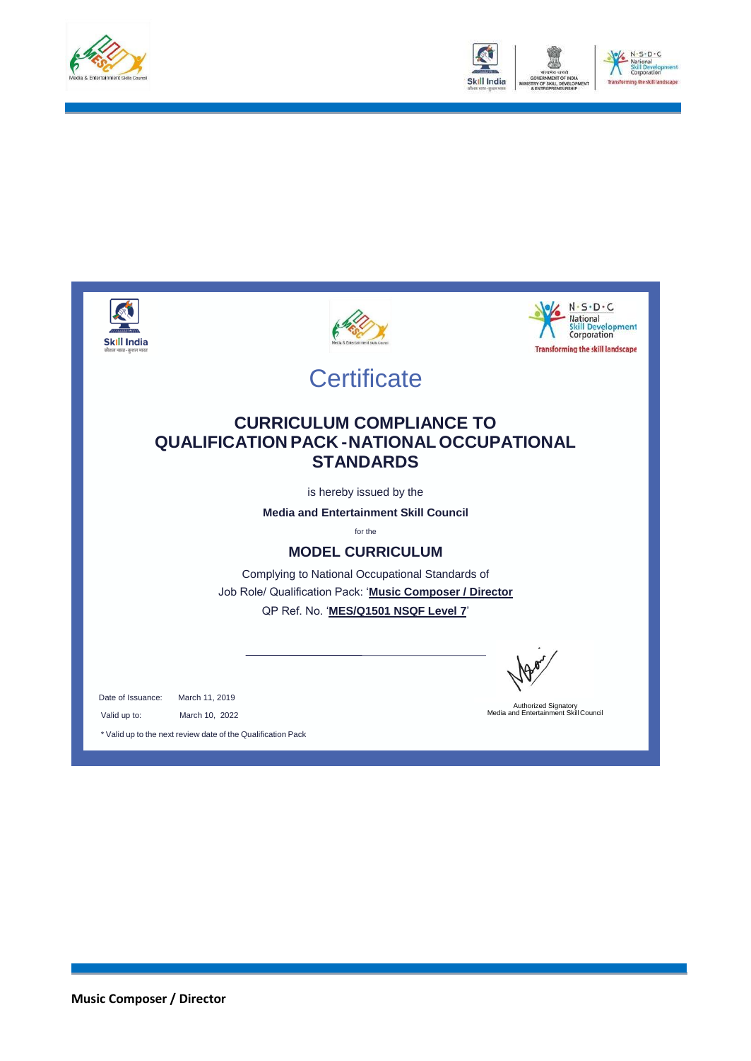# Certificate

## CURRICULUM COMPLIANCE TO QUALIFICATION PACK - NATIONAL OCCUPATIONAL STANDARDS

is hereby issued by the

**Media and Entertainment Skill Council**

for the

### MODEL CURRICULUM

Complying to National Occupational Standards of

Job Role/ Qualification Pack: '**Music Composer / Director**'

QP Ref. No. '**MES/Q1501 NSQF Level 7**'

Date of Issuance: March 11, 2019

Valid up to: March 10, 2022

\* Valid up to the next review date of the Qualification Pack

Authorized Signatory
Media and Entertainment Skill Council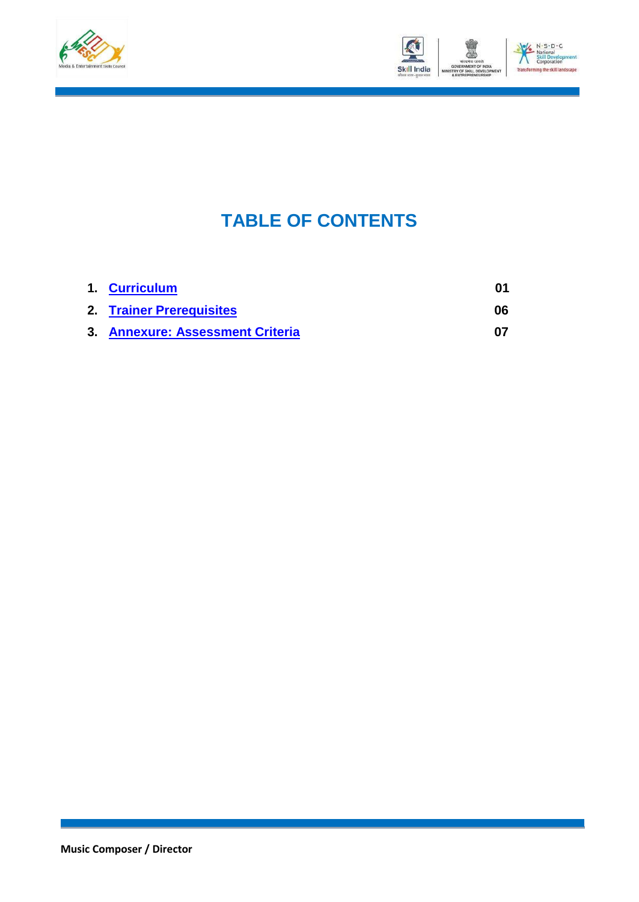# TABLE OF CONTENTS

| | | |
|---|---|---|
| 1. | Curriculum | 01 |
| 2. | Trainer Prerequisites | 06 |
| 3. | Annexure: Assessment Criteria | 07 |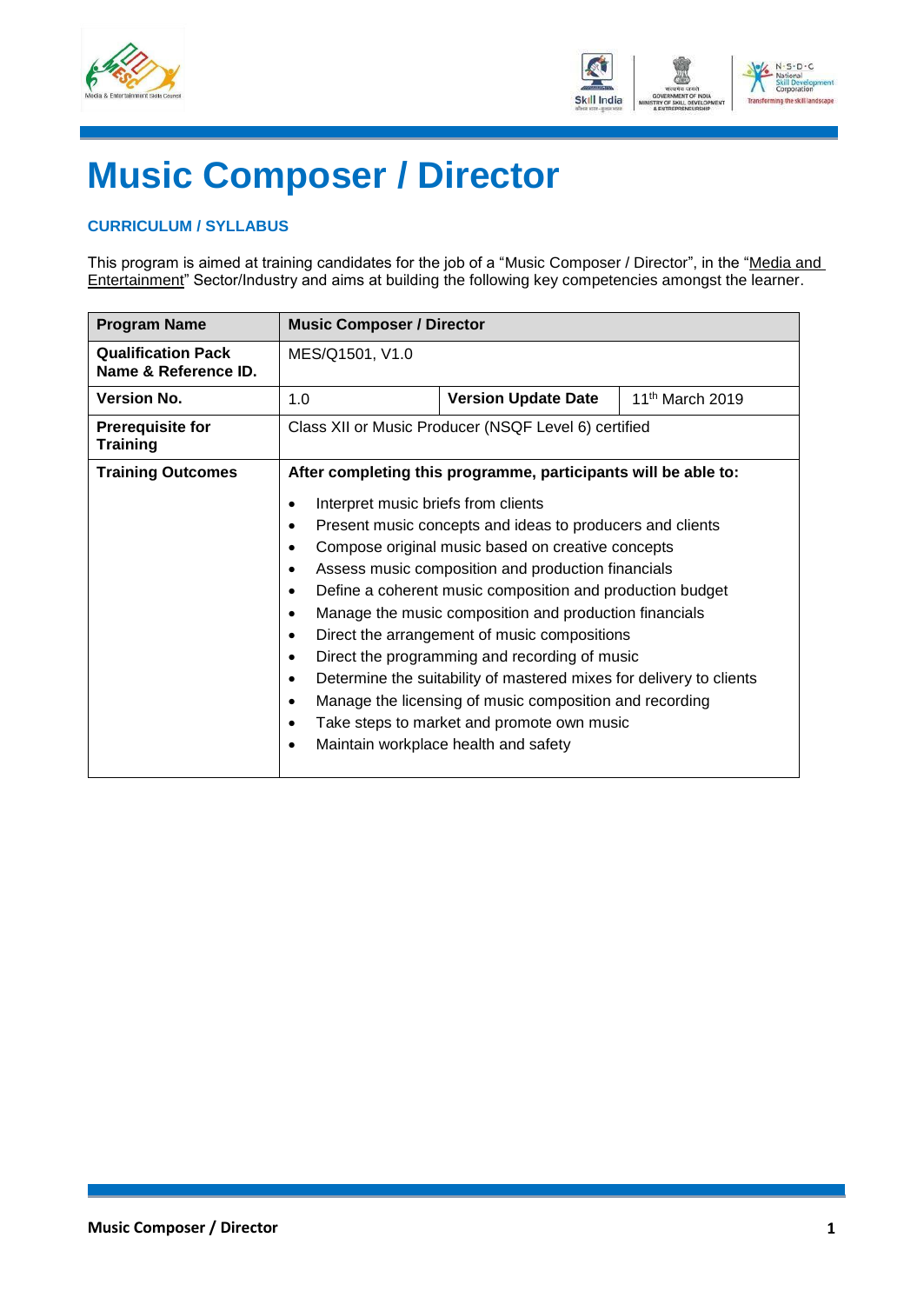# Music Composer / Director

### CURRICULUM / SYLLABUS

This program is aimed at training candidates for the job of a "Music Composer / Director", in the "Media and Entertainment" Sector/Industry and aims at building the following key competencies amongst the learner.

| **Program Name** | **Music Composer / Director** | | |
|---|---|---|---|
| **Qualification Pack Name & Reference ID.** | MES/Q1501, V1.0 | | |
| **Version No.** | 1.0 | **Version Update Date** | 11th March 2019 |
| **Prerequisite for Training** | Class XII or Music Producer (NSQF Level 6) certified | | |
| **Training Outcomes** | **After completing this programme, participants will be able to:**<br>• Interpret music briefs from clients<br>• Present music concepts and ideas to producers and clients<br>• Compose original music based on creative concepts<br>• Assess music composition and production financials<br>• Define a coherent music composition and production budget<br>• Manage the music composition and production financials<br>• Direct the arrangement of music compositions<br>• Direct the programming and recording of music<br>• Determine the suitability of mastered mixes for delivery to clients<br>• Manage the licensing of music composition and recording<br>• Take steps to market and promote own music<br>• Maintain workplace health and safety | | |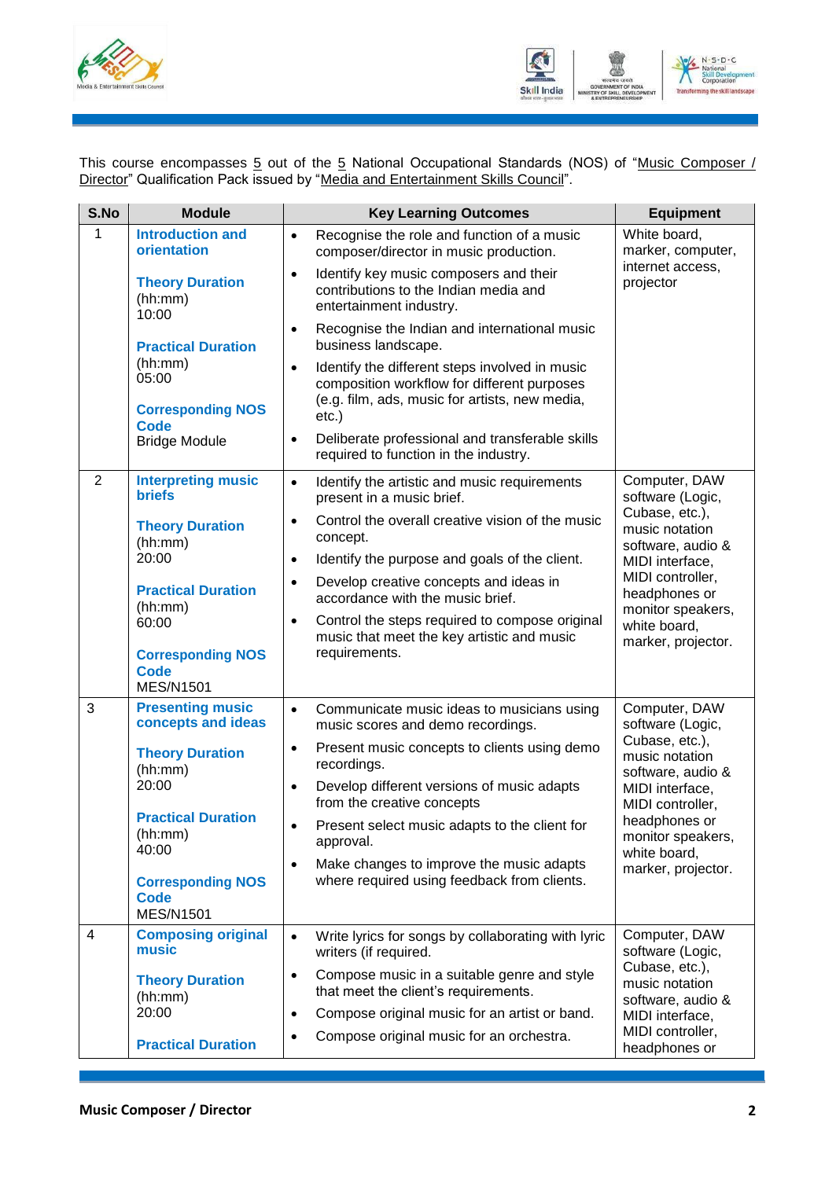This course encompasses 5 out of the 5 National Occupational Standards (NOS) of "Music Composer / Director" Qualification Pack issued by "Media and Entertainment Skills Council".

| S.No | Module | Key Learning Outcomes | Equipment |
|---|---|---|---|
| 1 | **Introduction and orientation**<br><br>**Theory Duration**<br>(hh:mm)<br>10:00<br><br>**Practical Duration**<br>(hh:mm)<br>05:00<br><br>**Corresponding NOS Code**<br>Bridge Module | • Recognise the role and function of a music composer/director in music production.<br>• Identify key music composers and their contributions to the Indian media and entertainment industry.<br>• Recognise the Indian and international music business landscape.<br>• Identify the different steps involved in music composition workflow for different purposes (e.g. film, ads, music for artists, new media, etc.)<br>• Deliberate professional and transferable skills required to function in the industry. | White board, marker, computer, internet access, projector |
| 2 | **Interpreting music briefs**<br><br>**Theory Duration**<br>(hh:mm)<br>20:00<br><br>**Practical Duration**<br>(hh:mm)<br>60:00<br><br>**Corresponding NOS Code**<br>MES/N1501 | • Identify the artistic and music requirements present in a music brief.<br>• Control the overall creative vision of the music concept.<br>• Identify the purpose and goals of the client.<br>• Develop creative concepts and ideas in accordance with the music brief.<br>• Control the steps required to compose original music that meet the key artistic and music requirements. | Computer, DAW software (Logic, Cubase, etc.), music notation software, audio & MIDI interface, MIDI controller, headphones or monitor speakers, white board, marker, projector. |
| 3 | **Presenting music concepts and ideas**<br><br>**Theory Duration**<br>(hh:mm)<br>20:00<br><br>**Practical Duration**<br>(hh:mm)<br>40:00<br><br>**Corresponding NOS Code**<br>MES/N1501 | • Communicate music ideas to musicians using music scores and demo recordings.<br>• Present music concepts to clients using demo recordings.<br>• Develop different versions of music adapts from the creative concepts<br>• Present select music adapts to the client for approval.<br>• Make changes to improve the music adapts where required using feedback from clients. | Computer, DAW software (Logic, Cubase, etc.), music notation software, audio & MIDI interface, MIDI controller, headphones or monitor speakers, white board, marker, projector. |
| 4 | **Composing original music**<br><br>**Theory Duration**<br>(hh:mm)<br>20:00<br><br>**Practical Duration** | • Write lyrics for songs by collaborating with lyric writers (if required.<br>• Compose music in a suitable genre and style that meet the client's requirements.<br>• Compose original music for an artist or band.<br>• Compose original music for an orchestra. | Computer, DAW software (Logic, Cubase, etc.), music notation software, audio & MIDI interface, MIDI controller, headphones or |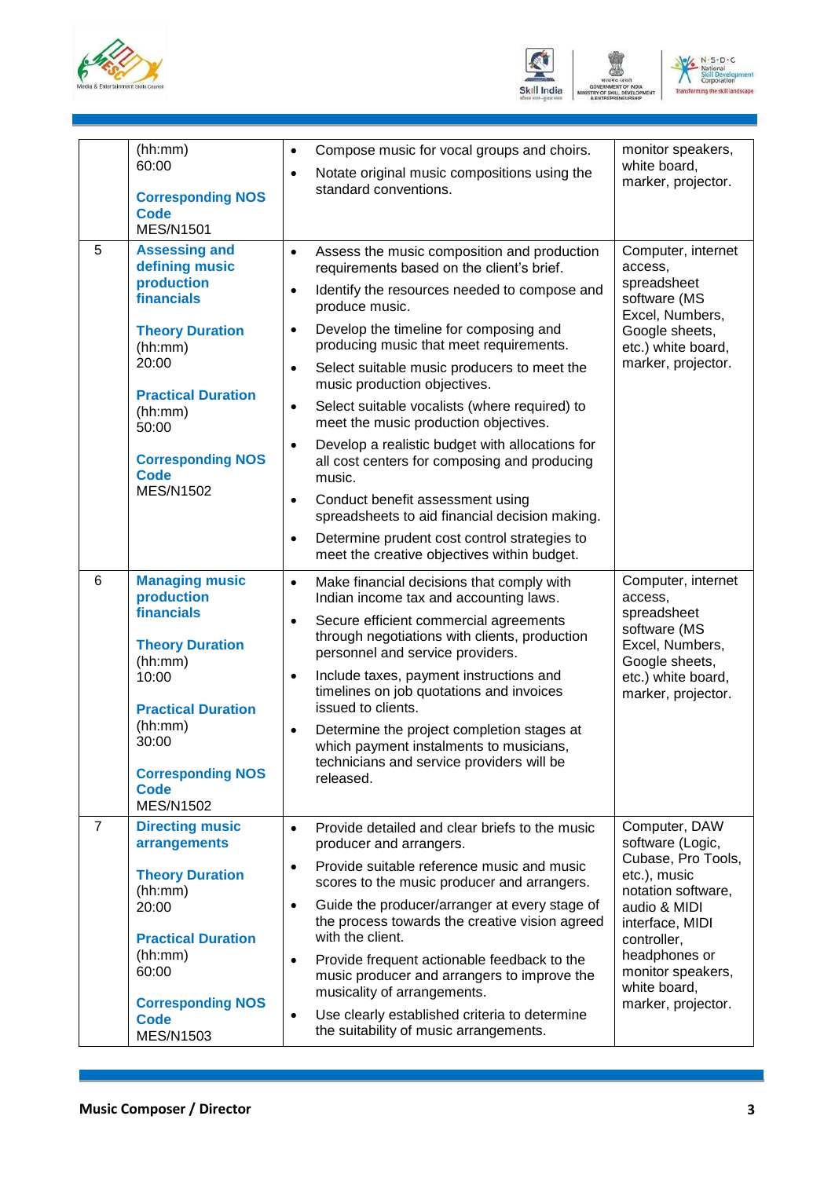| | | | |
|---|---|---|---|
| | (hh:mm)<br>60:00<br><br>**Corresponding NOS Code**<br>MES/N1501 | • Compose music for vocal groups and choirs.<br>• Notate original music compositions using the standard conventions. | monitor speakers, white board, marker, projector. |
| 5 | **Assessing and defining music production financials**<br><br>**Theory Duration**<br>(hh:mm)<br>20:00<br><br>**Practical Duration**<br>(hh:mm)<br>50:00<br><br>**Corresponding NOS Code**<br>MES/N1502 | • Assess the music composition and production requirements based on the client's brief.<br>• Identify the resources needed to compose and produce music.<br>• Develop the timeline for composing and producing music that meet requirements.<br>• Select suitable music producers to meet the music production objectives.<br>• Select suitable vocalists (where required) to meet the music production objectives.<br>• Develop a realistic budget with allocations for all cost centers for composing and producing music.<br>• Conduct benefit assessment using spreadsheets to aid financial decision making.<br>• Determine prudent cost control strategies to meet the creative objectives within budget. | Computer, internet access, spreadsheet software (MS Excel, Numbers, Google sheets, etc.) white board, marker, projector. |
| 6 | **Managing music production financials**<br><br>**Theory Duration**<br>(hh:mm)<br>10:00<br><br>**Practical Duration**<br>(hh:mm)<br>30:00<br><br>**Corresponding NOS Code**<br>MES/N1502 | • Make financial decisions that comply with Indian income tax and accounting laws.<br>• Secure efficient commercial agreements through negotiations with clients, production personnel and service providers.<br>• Include taxes, payment instructions and timelines on job quotations and invoices issued to clients.<br>• Determine the project completion stages at which payment instalments to musicians, technicians and service providers will be released. | Computer, internet access, spreadsheet software (MS Excel, Numbers, Google sheets, etc.) white board, marker, projector. |
| 7 | **Directing music arrangements**<br><br>**Theory Duration**<br>(hh:mm)<br>20:00<br><br>**Practical Duration**<br>(hh:mm)<br>60:00<br><br>**Corresponding NOS Code**<br>MES/N1503 | • Provide detailed and clear briefs to the music producer and arrangers.<br>• Provide suitable reference music and music scores to the music producer and arrangers.<br>• Guide the producer/arranger at every stage of the process towards the creative vision agreed with the client.<br>• Provide frequent actionable feedback to the music producer and arrangers to improve the musicality of arrangements.<br>• Use clearly established criteria to determine the suitability of music arrangements. | Computer, DAW software (Logic, Cubase, Pro Tools, etc.), music notation software, audio & MIDI interface, MIDI controller, headphones or monitor speakers, white board, marker, projector. |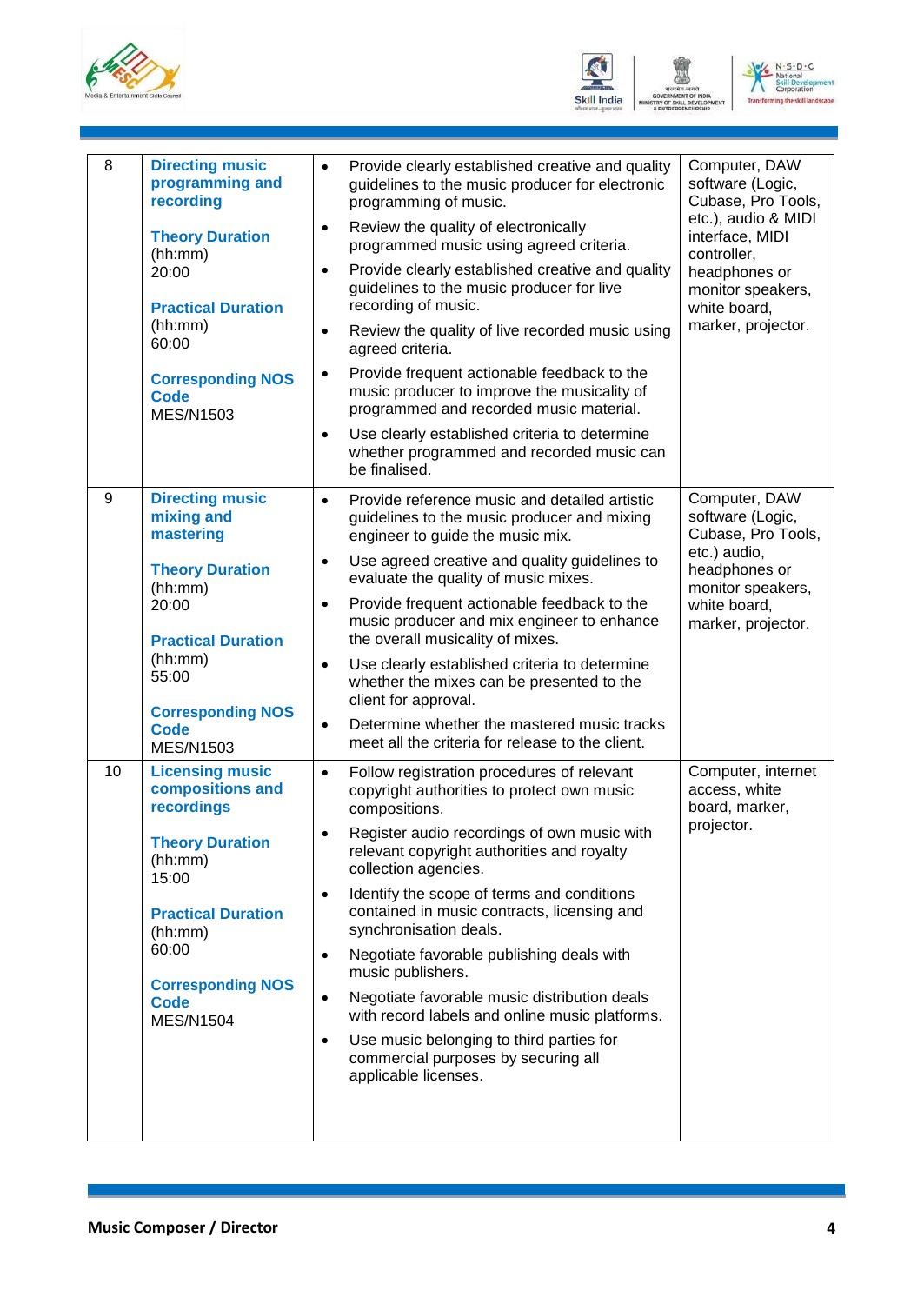| 8 | **Directing music programming and recording**<br><br>**Theory Duration** (hh:mm)<br>20:00<br><br>**Practical Duration** (hh:mm)<br>60:00<br><br>**Corresponding NOS Code**<br>MES/N1503 | • Provide clearly established creative and quality guidelines to the music producer for electronic programming of music.<br>• Review the quality of electronically programmed music using agreed criteria.<br>• Provide clearly established creative and quality guidelines to the music producer for live recording of music.<br>• Review the quality of live recorded music using agreed criteria.<br>• Provide frequent actionable feedback to the music producer to improve the musicality of programmed and recorded music material.<br>• Use clearly established criteria to determine whether programmed and recorded music can be finalised. | Computer, DAW software (Logic, Cubase, Pro Tools, etc.), audio & MIDI interface, MIDI controller, headphones or monitor speakers, white board, marker, projector. |
|---|---|---|---|
| 9 | **Directing music mixing and mastering**<br><br>**Theory Duration** (hh:mm)<br>20:00<br><br>**Practical Duration** (hh:mm)<br>55:00<br><br>**Corresponding NOS Code**<br>MES/N1503 | • Provide reference music and detailed artistic guidelines to the music producer and mixing engineer to guide the music mix.<br>• Use agreed creative and quality guidelines to evaluate the quality of music mixes.<br>• Provide frequent actionable feedback to the music producer and mix engineer to enhance the overall musicality of mixes.<br>• Use clearly established criteria to determine whether the mixes can be presented to the client for approval.<br>• Determine whether the mastered music tracks meet all the criteria for release to the client. | Computer, DAW software (Logic, Cubase, Pro Tools, etc.) audio, headphones or monitor speakers, white board, marker, projector. |
| 10 | **Licensing music compositions and recordings**<br><br>**Theory Duration** (hh:mm)<br>15:00<br><br>**Practical Duration** (hh:mm)<br>60:00<br><br>**Corresponding NOS Code**<br>MES/N1504 | • Follow registration procedures of relevant copyright authorities to protect own music compositions.<br>• Register audio recordings of own music with relevant copyright authorities and royalty collection agencies.<br>• Identify the scope of terms and conditions contained in music contracts, licensing and synchronisation deals.<br>• Negotiate favorable publishing deals with music publishers.<br>• Negotiate favorable music distribution deals with record labels and online music platforms.<br>• Use music belonging to third parties for commercial purposes by securing all applicable licenses. | Computer, internet access, white board, marker, projector. |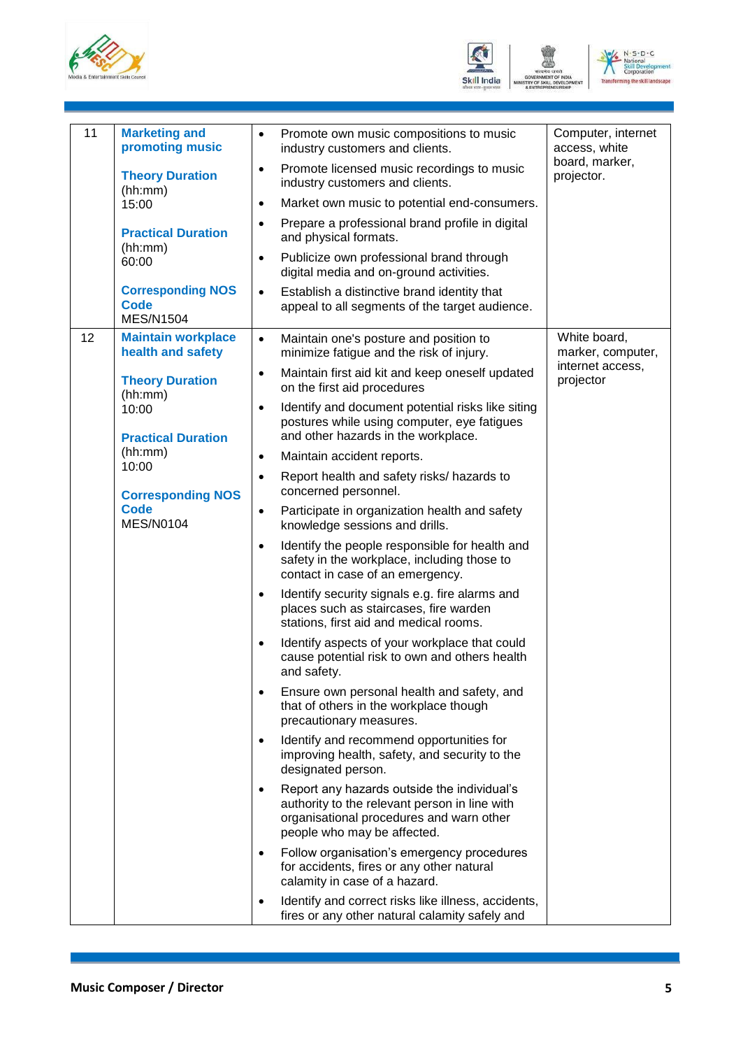| 11 | **Marketing and promoting music**<br><br>**Theory Duration** (hh:mm) 15:00<br><br>**Practical Duration** (hh:mm) 60:00<br><br>**Corresponding NOS Code** MES/N1504 | • Promote own music compositions to music industry customers and clients.<br>• Promote licensed music recordings to music industry customers and clients.<br>• Market own music to potential end-consumers.<br>• Prepare a professional brand profile in digital and physical formats.<br>• Publicize own professional brand through digital media and on-ground activities.<br>• Establish a distinctive brand identity that appeal to all segments of the target audience. | Computer, internet access, white board, marker, projector. |
|---|---|---|---|
| 12 | **Maintain workplace health and safety**<br><br>**Theory Duration** (hh:mm) 10:00<br><br>**Practical Duration** (hh:mm) 10:00<br><br>**Corresponding NOS Code** MES/N0104 | • Maintain one's posture and position to minimize fatigue and the risk of injury.<br>• Maintain first aid kit and keep oneself updated on the first aid procedures<br>• Identify and document potential risks like siting postures while using computer, eye fatigues and other hazards in the workplace.<br>• Maintain accident reports.<br>• Report health and safety risks/ hazards to concerned personnel.<br>• Participate in organization health and safety knowledge sessions and drills.<br>• Identify the people responsible for health and safety in the workplace, including those to contact in case of an emergency.<br>• Identify security signals e.g. fire alarms and places such as staircases, fire warden stations, first aid and medical rooms.<br>• Identify aspects of your workplace that could cause potential risk to own and others health and safety.<br>• Ensure own personal health and safety, and that of others in the workplace though precautionary measures.<br>• Identify and recommend opportunities for improving health, safety, and security to the designated person.<br>• Report any hazards outside the individual's authority to the relevant person in line with organisational procedures and warn other people who may be affected.<br>• Follow organisation's emergency procedures for accidents, fires or any other natural calamity in case of a hazard.<br>• Identify and correct risks like illness, accidents, fires or any other natural calamity safely and | White board, marker, computer, internet access, projector |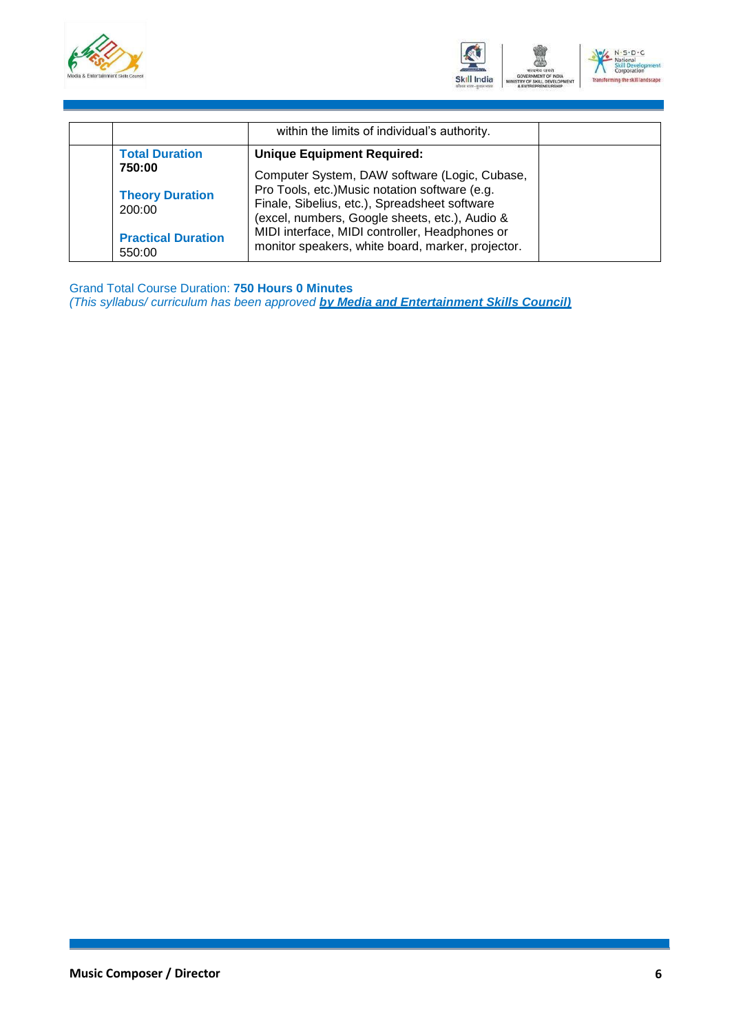| | | within the limits of individual's authority. | |
|---|---|---|---|
| | **Total Duration** **750:00** **Theory Duration** 200:00 **Practical Duration** 550:00 | **Unique Equipment Required:** Computer System, DAW software (Logic, Cubase, Pro Tools, etc.)Music notation software (e.g. Finale, Sibelius, etc.), Spreadsheet software (excel, numbers, Google sheets, etc.), Audio & MIDI interface, MIDI controller, Headphones or monitor speakers, white board, marker, projector. | |

Grand Total Course Duration: **750 Hours 0 Minutes**
*(This syllabus/ curriculum has been approved **by Media and Entertainment Skills Council)***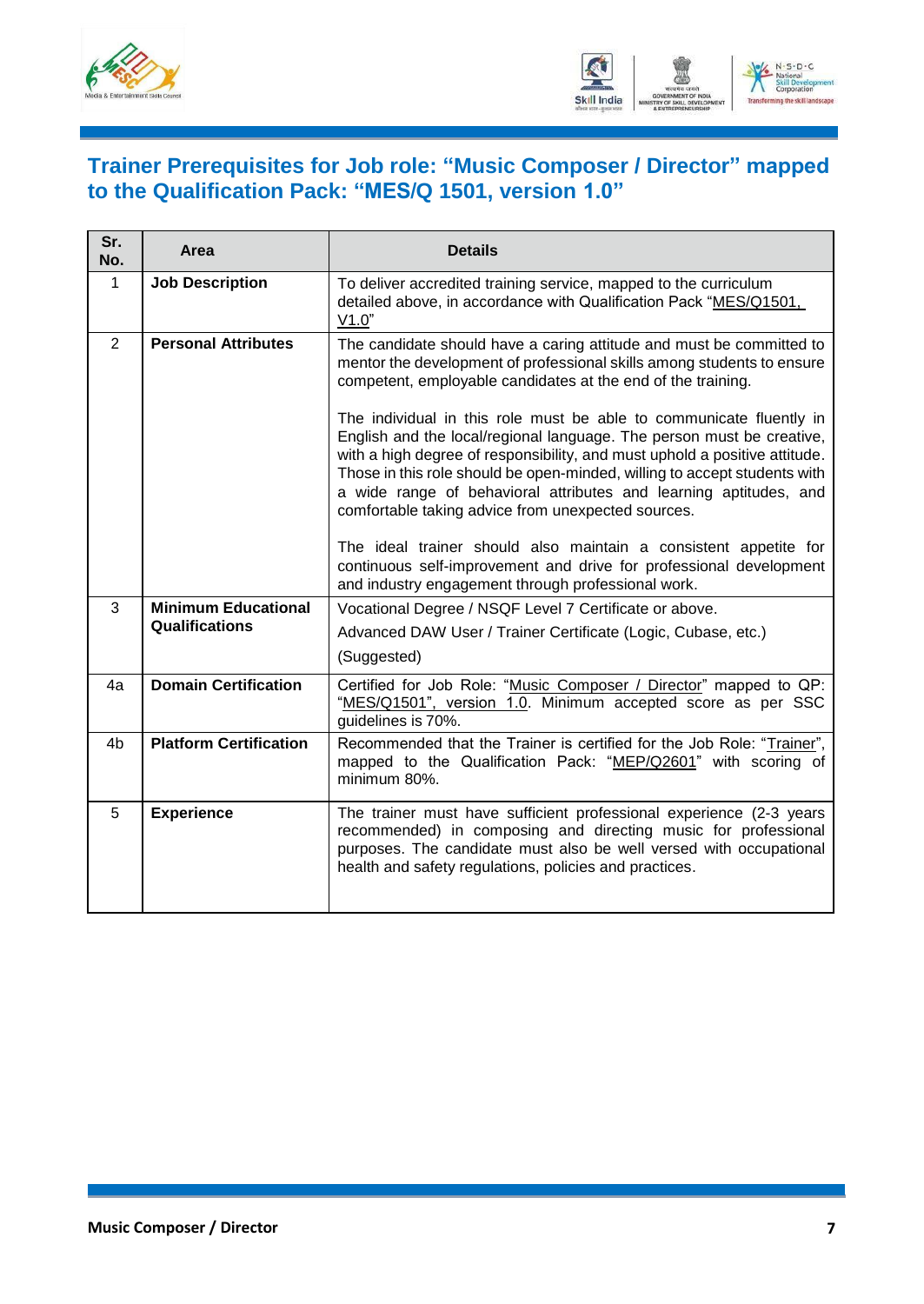## Trainer Prerequisites for Job role: "Music Composer / Director" mapped to the Qualification Pack: "MES/Q 1501, version 1.0"

| Sr. No. | Area | Details |
|---|---|---|
| 1 | **Job Description** | To deliver accredited training service, mapped to the curriculum detailed above, in accordance with Qualification Pack "MES/Q1501, V1.0" |
| 2 | **Personal Attributes** | The candidate should have a caring attitude and must be committed to mentor the development of professional skills among students to ensure competent, employable candidates at the end of the training.<br><br>The individual in this role must be able to communicate fluently in English and the local/regional language. The person must be creative, with a high degree of responsibility, and must uphold a positive attitude. Those in this role should be open-minded, willing to accept students with a wide range of behavioral attributes and learning aptitudes, and comfortable taking advice from unexpected sources.<br><br>The ideal trainer should also maintain a consistent appetite for continuous self-improvement and drive for professional development and industry engagement through professional work. |
| 3 | **Minimum Educational Qualifications** | Vocational Degree / NSQF Level 7 Certificate or above.<br>Advanced DAW User / Trainer Certificate (Logic, Cubase, etc.)<br>(Suggested) |
| 4a | **Domain Certification** | Certified for Job Role: "Music Composer / Director" mapped to QP: "MES/Q1501", version 1.0. Minimum accepted score as per SSC guidelines is 70%. |
| 4b | **Platform Certification** | Recommended that the Trainer is certified for the Job Role: "Trainer", mapped to the Qualification Pack: "MEP/Q2601" with scoring of minimum 80%. |
| 5 | **Experience** | The trainer must have sufficient professional experience (2-3 years recommended) in composing and directing music for professional purposes. The candidate must also be well versed with occupational health and safety regulations, policies and practices. |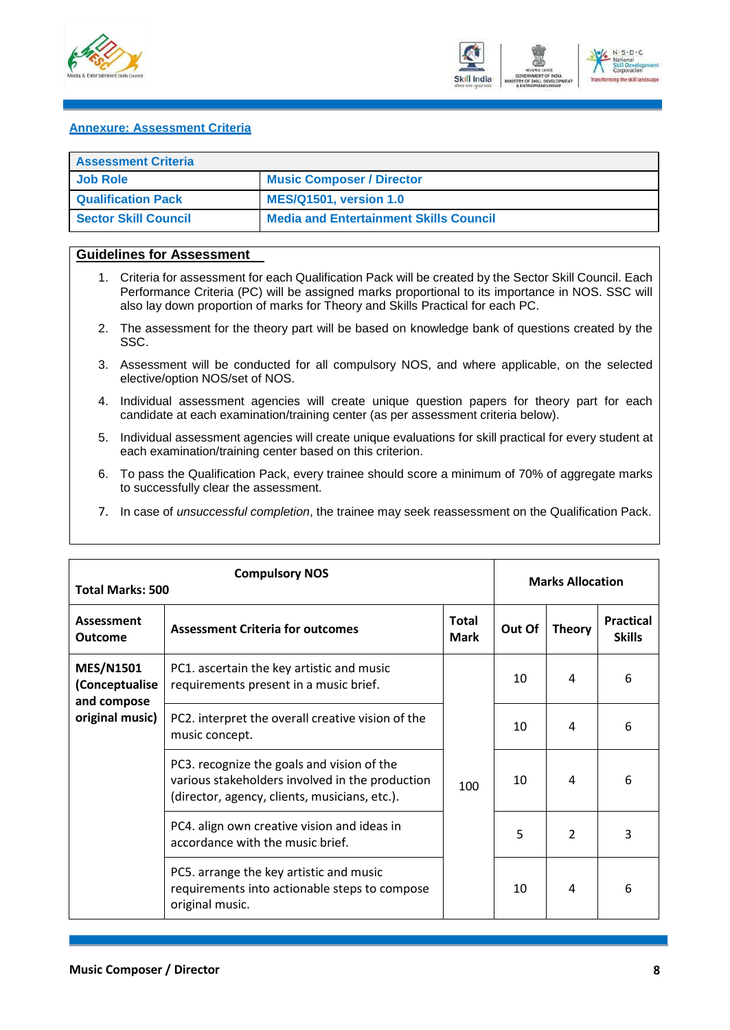## Annexure: Assessment Criteria

| Assessment Criteria | |
|---|---|
| **Job Role** | **Music Composer / Director** |
| **Qualification Pack** | **MES/Q1501, version 1.0** |
| **Sector Skill Council** | **Media and Entertainment Skills Council** |

### Guidelines for Assessment

1. Criteria for assessment for each Qualification Pack will be created by the Sector Skill Council. Each Performance Criteria (PC) will be assigned marks proportional to its importance in NOS. SSC will also lay down proportion of marks for Theory and Skills Practical for each PC.
2. The assessment for the theory part will be based on knowledge bank of questions created by the SSC.
3. Assessment will be conducted for all compulsory NOS, and where applicable, on the selected elective/option NOS/set of NOS.
4. Individual assessment agencies will create unique question papers for theory part for each candidate at each examination/training center (as per assessment criteria below).
5. Individual assessment agencies will create unique evaluations for skill practical for every student at each examination/training center based on this criterion.
6. To pass the Qualification Pack, every trainee should score a minimum of 70% of aggregate marks to successfully clear the assessment.
7. In case of *unsuccessful completion*, the trainee may seek reassessment on the Qualification Pack.

| **Total Marks: 500** | **Compulsory NOS** | | **Marks Allocation** | | |
|---|---|---|---|---|---|
| **Assessment Outcome** | **Assessment Criteria for outcomes** | **Total Mark** | **Out Of** | **Theory** | **Practical Skills** |
| **MES/N1501 (Conceptualise and compose original music)** | PC1. ascertain the key artistic and music requirements present in a music brief. | 100 | 10 | 4 | 6 |
| | PC2. interpret the overall creative vision of the music concept. | | 10 | 4 | 6 |
| | PC3. recognize the goals and vision of the various stakeholders involved in the production (director, agency, clients, musicians, etc.). | | 10 | 4 | 6 |
| | PC4. align own creative vision and ideas in accordance with the music brief. | | 5 | 2 | 3 |
| | PC5. arrange the key artistic and music requirements into actionable steps to compose original music. | | 10 | 4 | 6 |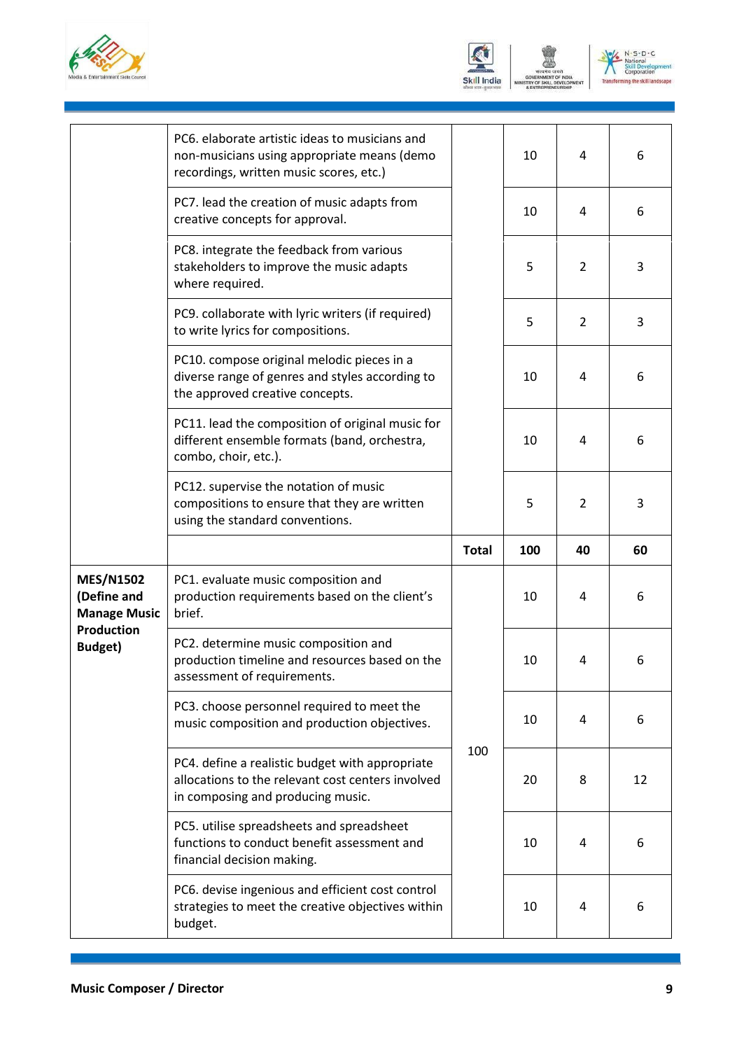| | | | | | |
|---|---|---|---|---|---|
| | PC6. elaborate artistic ideas to musicians and non-musicians using appropriate means (demo recordings, written music scores, etc.) | | 10 | 4 | 6 |
| | PC7. lead the creation of music adapts from creative concepts for approval. | | 10 | 4 | 6 |
| | PC8. integrate the feedback from various stakeholders to improve the music adapts where required. | | 5 | 2 | 3 |
| | PC9. collaborate with lyric writers (if required) to write lyrics for compositions. | | 5 | 2 | 3 |
| | PC10. compose original melodic pieces in a diverse range of genres and styles according to the approved creative concepts. | | 10 | 4 | 6 |
| | PC11. lead the composition of original music for different ensemble formats (band, orchestra, combo, choir, etc.). | | 10 | 4 | 6 |
| | PC12. supervise the notation of music compositions to ensure that they are written using the standard conventions. | | 5 | 2 | 3 |
| | | **Total** | **100** | **40** | **60** |
| **MES/N1502 (Define and Manage Music Production Budget)** | PC1. evaluate music composition and production requirements based on the client's brief. | 100 | 10 | 4 | 6 |
| | PC2. determine music composition and production timeline and resources based on the assessment of requirements. | | 10 | 4 | 6 |
| | PC3. choose personnel required to meet the music composition and production objectives. | | 10 | 4 | 6 |
| | PC4. define a realistic budget with appropriate allocations to the relevant cost centers involved in composing and producing music. | | 20 | 8 | 12 |
| | PC5. utilise spreadsheets and spreadsheet functions to conduct benefit assessment and financial decision making. | | 10 | 4 | 6 |
| | PC6. devise ingenious and efficient cost control strategies to meet the creative objectives within budget. | | 10 | 4 | 6 |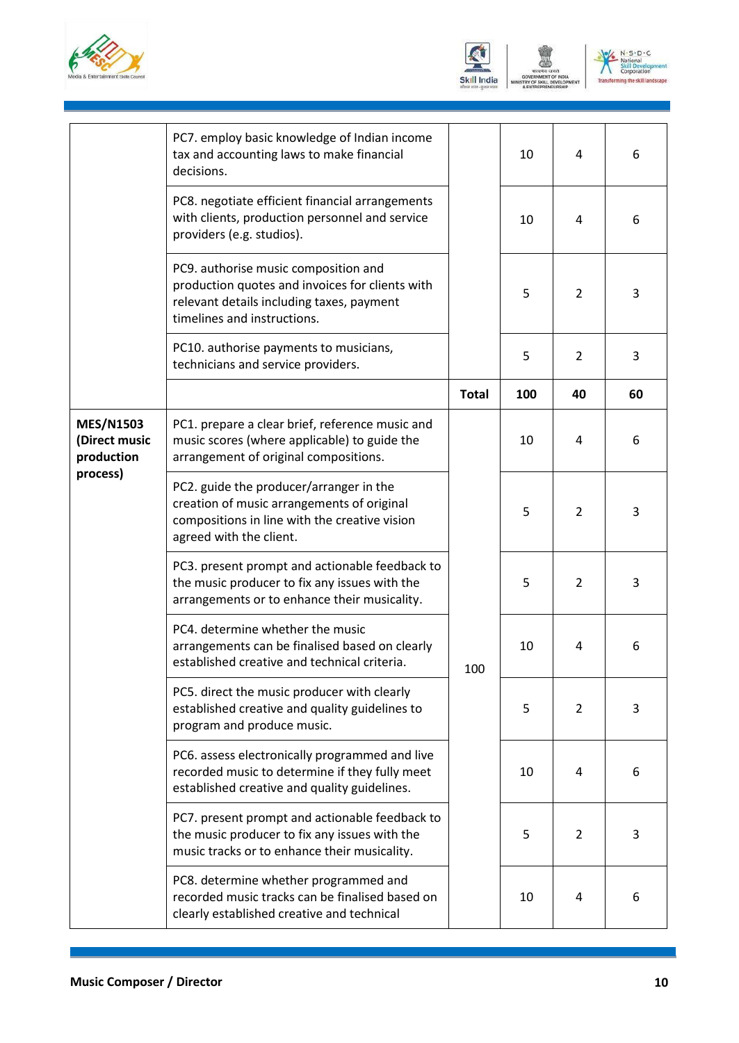| | | | | | |
|---|---|---|---|---|---|
| | PC7. employ basic knowledge of Indian income tax and accounting laws to make financial decisions. | | 10 | 4 | 6 |
| | PC8. negotiate efficient financial arrangements with clients, production personnel and service providers (e.g. studios). | | 10 | 4 | 6 |
| | PC9. authorise music composition and production quotes and invoices for clients with relevant details including taxes, payment timelines and instructions. | | 5 | 2 | 3 |
| | PC10. authorise payments to musicians, technicians and service providers. | | 5 | 2 | 3 |
| | | **Total** | **100** | **40** | **60** |
| **MES/N1503 (Direct music production process)** | PC1. prepare a clear brief, reference music and music scores (where applicable) to guide the arrangement of original compositions. | 100 | 10 | 4 | 6 |
| | PC2. guide the producer/arranger in the creation of music arrangements of original compositions in line with the creative vision agreed with the client. | | 5 | 2 | 3 |
| | PC3. present prompt and actionable feedback to the music producer to fix any issues with the arrangements or to enhance their musicality. | | 5 | 2 | 3 |
| | PC4. determine whether the music arrangements can be finalised based on clearly established creative and technical criteria. | | 10 | 4 | 6 |
| | PC5. direct the music producer with clearly established creative and quality guidelines to program and produce music. | | 5 | 2 | 3 |
| | PC6. assess electronically programmed and live recorded music to determine if they fully meet established creative and quality guidelines. | | 10 | 4 | 6 |
| | PC7. present prompt and actionable feedback to the music producer to fix any issues with the music tracks or to enhance their musicality. | | 5 | 2 | 3 |
| | PC8. determine whether programmed and recorded music tracks can be finalised based on clearly established creative and technical | | 10 | 4 | 6 |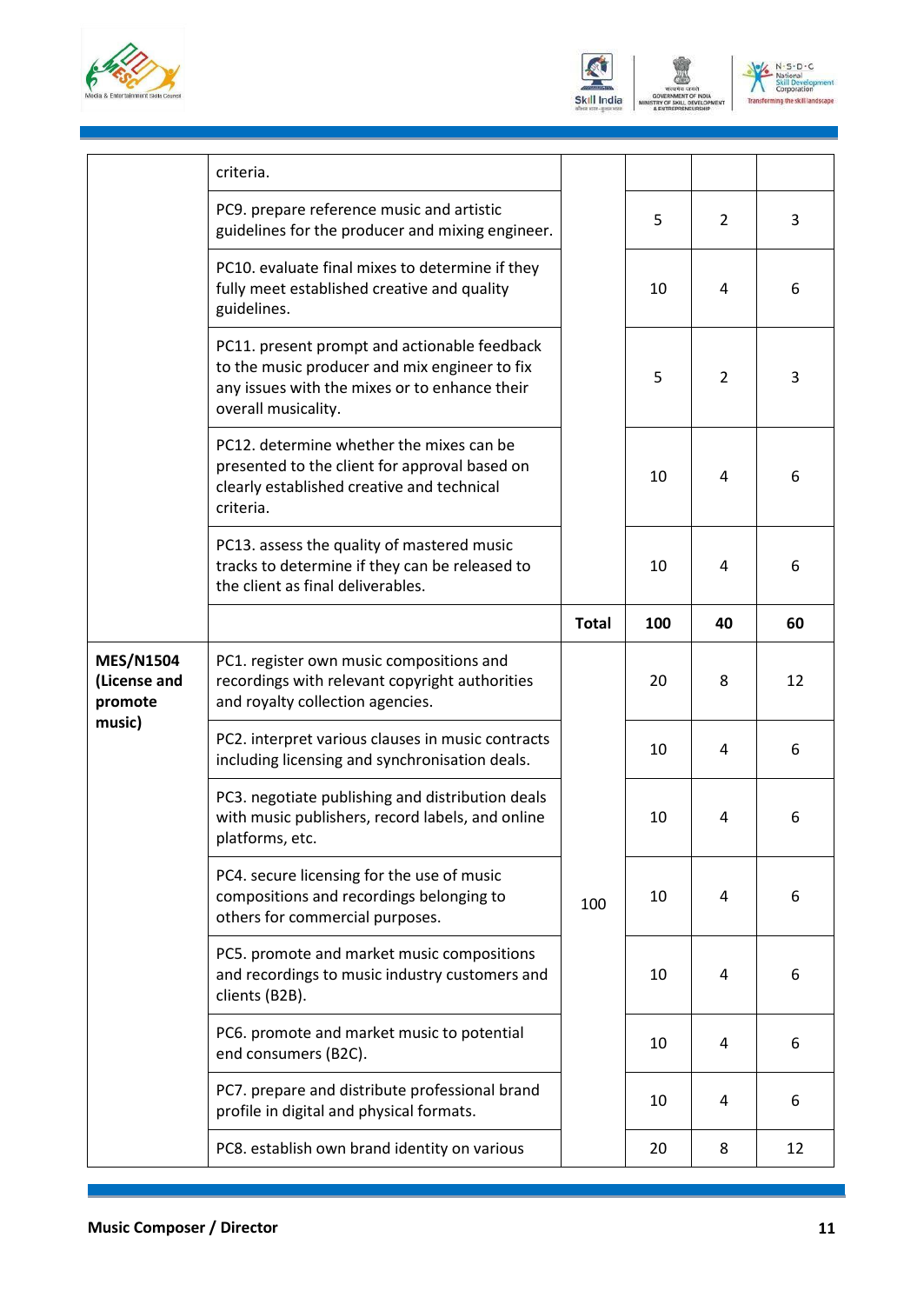| | criteria. | | | | |
|---|---|---|---|---|---|
| | PC9. prepare reference music and artistic guidelines for the producer and mixing engineer. | | 5 | 2 | 3 |
| | PC10. evaluate final mixes to determine if they fully meet established creative and quality guidelines. | | 10 | 4 | 6 |
| | PC11. present prompt and actionable feedback to the music producer and mix engineer to fix any issues with the mixes or to enhance their overall musicality. | | 5 | 2 | 3 |
| | PC12. determine whether the mixes can be presented to the client for approval based on clearly established creative and technical criteria. | | 10 | 4 | 6 |
| | PC13. assess the quality of mastered music tracks to determine if they can be released to the client as final deliverables. | | 10 | 4 | 6 |
| | | **Total** | **100** | **40** | **60** |
| **MES/N1504 (License and promote music)** | PC1. register own music compositions and recordings with relevant copyright authorities and royalty collection agencies. | 100 | 20 | 8 | 12 |
| | PC2. interpret various clauses in music contracts including licensing and synchronisation deals. | | 10 | 4 | 6 |
| | PC3. negotiate publishing and distribution deals with music publishers, record labels, and online platforms, etc. | | 10 | 4 | 6 |
| | PC4. secure licensing for the use of music compositions and recordings belonging to others for commercial purposes. | | 10 | 4 | 6 |
| | PC5. promote and market music compositions and recordings to music industry customers and clients (B2B). | | 10 | 4 | 6 |
| | PC6. promote and market music to potential end consumers (B2C). | | 10 | 4 | 6 |
| | PC7. prepare and distribute professional brand profile in digital and physical formats. | | 10 | 4 | 6 |
| | PC8. establish own brand identity on various | | 20 | 8 | 12 |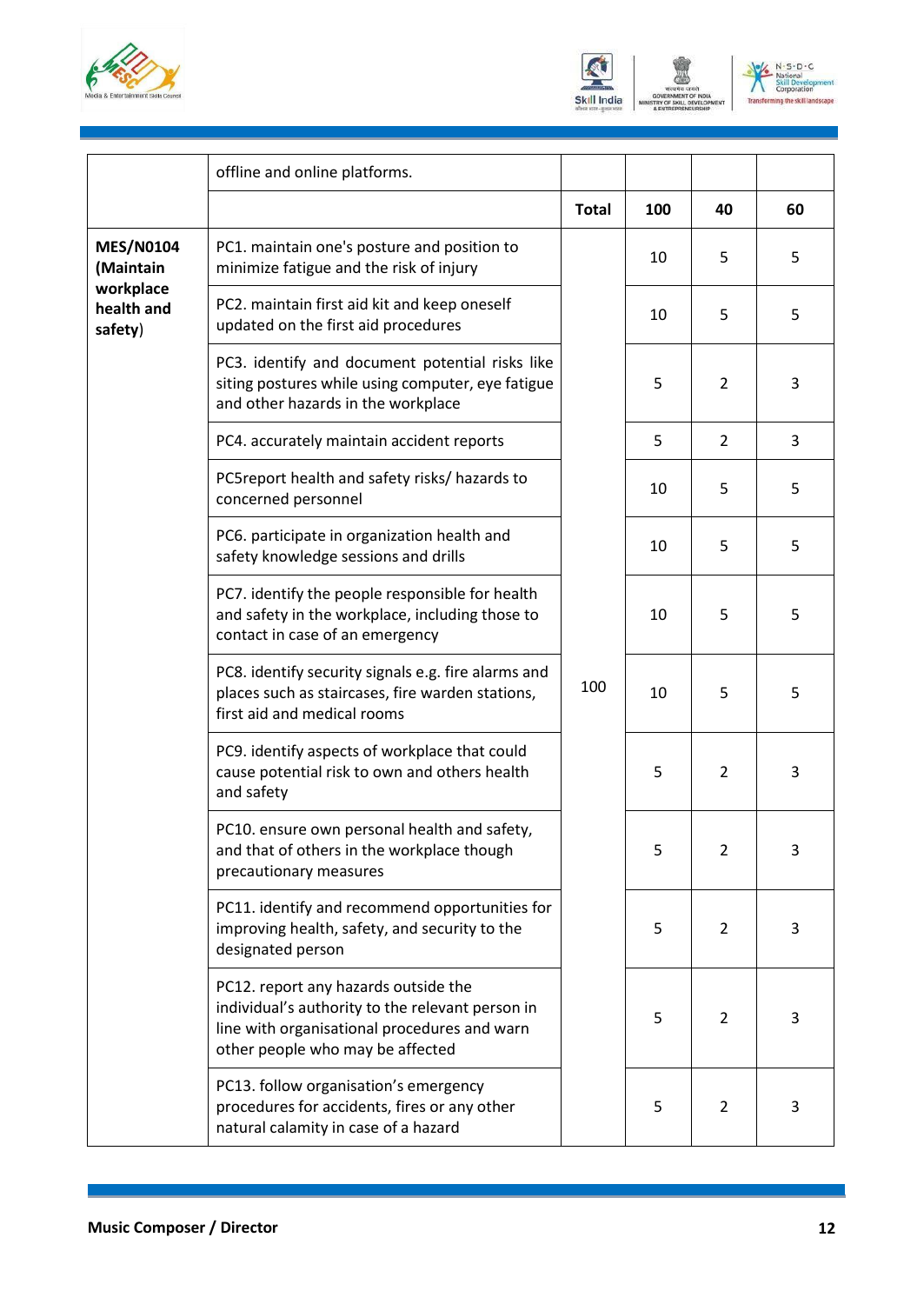| | offline and online platforms. | | | | |
|---|---|---|---|---|---|
| | | **Total** | **100** | **40** | **60** |
| **MES/N0104 (Maintain workplace health and safety)** | PC1. maintain one's posture and position to minimize fatigue and the risk of injury | 100 | 10 | 5 | 5 |
| | PC2. maintain first aid kit and keep oneself updated on the first aid procedures | | 10 | 5 | 5 |
| | PC3. identify and document potential risks like siting postures while using computer, eye fatigue and other hazards in the workplace | | 5 | 2 | 3 |
| | PC4. accurately maintain accident reports | | 5 | 2 | 3 |
| | PC5report health and safety risks/ hazards to concerned personnel | | 10 | 5 | 5 |
| | PC6. participate in organization health and safety knowledge sessions and drills | | 10 | 5 | 5 |
| | PC7. identify the people responsible for health and safety in the workplace, including those to contact in case of an emergency | | 10 | 5 | 5 |
| | PC8. identify security signals e.g. fire alarms and places such as staircases, fire warden stations, first aid and medical rooms | | 10 | 5 | 5 |
| | PC9. identify aspects of workplace that could cause potential risk to own and others health and safety | | 5 | 2 | 3 |
| | PC10. ensure own personal health and safety, and that of others in the workplace though precautionary measures | | 5 | 2 | 3 |
| | PC11. identify and recommend opportunities for improving health, safety, and security to the designated person | | 5 | 2 | 3 |
| | PC12. report any hazards outside the individual's authority to the relevant person in line with organisational procedures and warn other people who may be affected | | 5 | 2 | 3 |
| | PC13. follow organisation's emergency procedures for accidents, fires or any other natural calamity in case of a hazard | | 5 | 2 | 3 |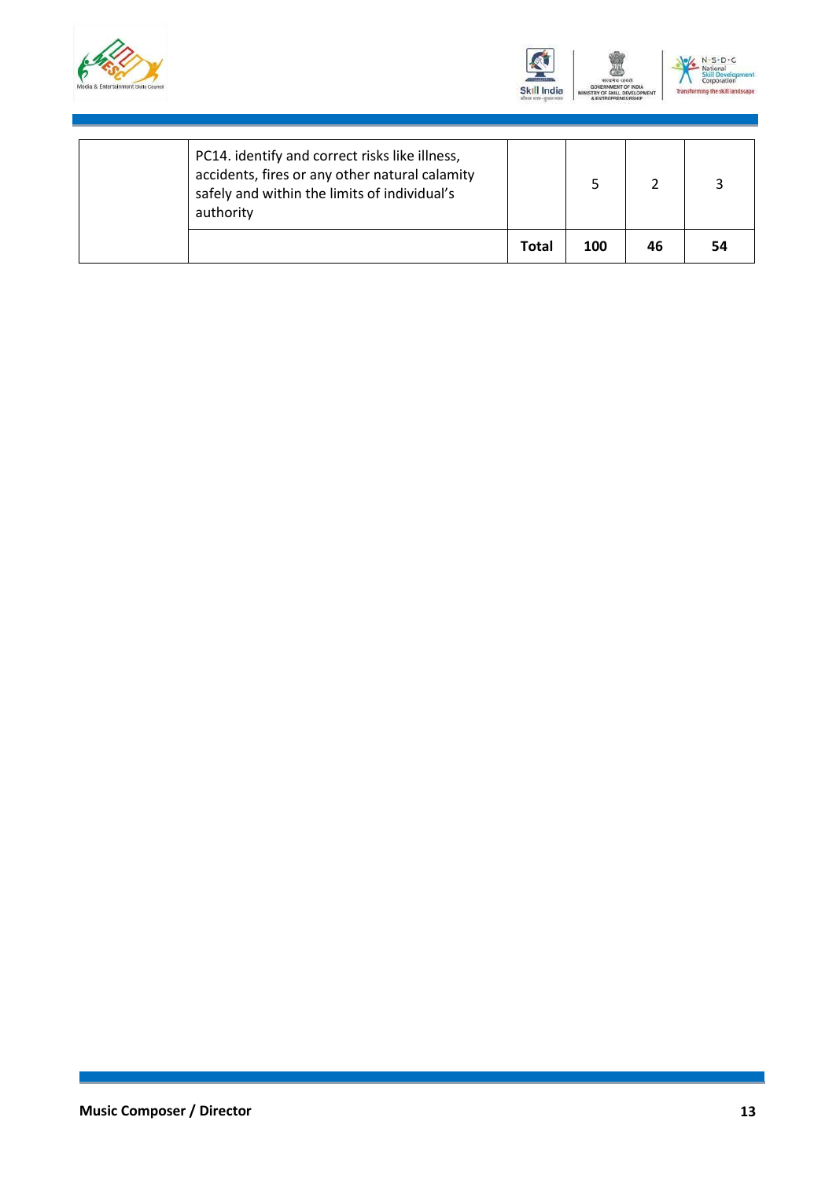| | | | | | |
|---|---|---|---|---|---|
| | PC14. identify and correct risks like illness, accidents, fires or any other natural calamity safely and within the limits of individual's authority | | 5 | 2 | 3 |
| | | **Total** | **100** | **46** | **54** |